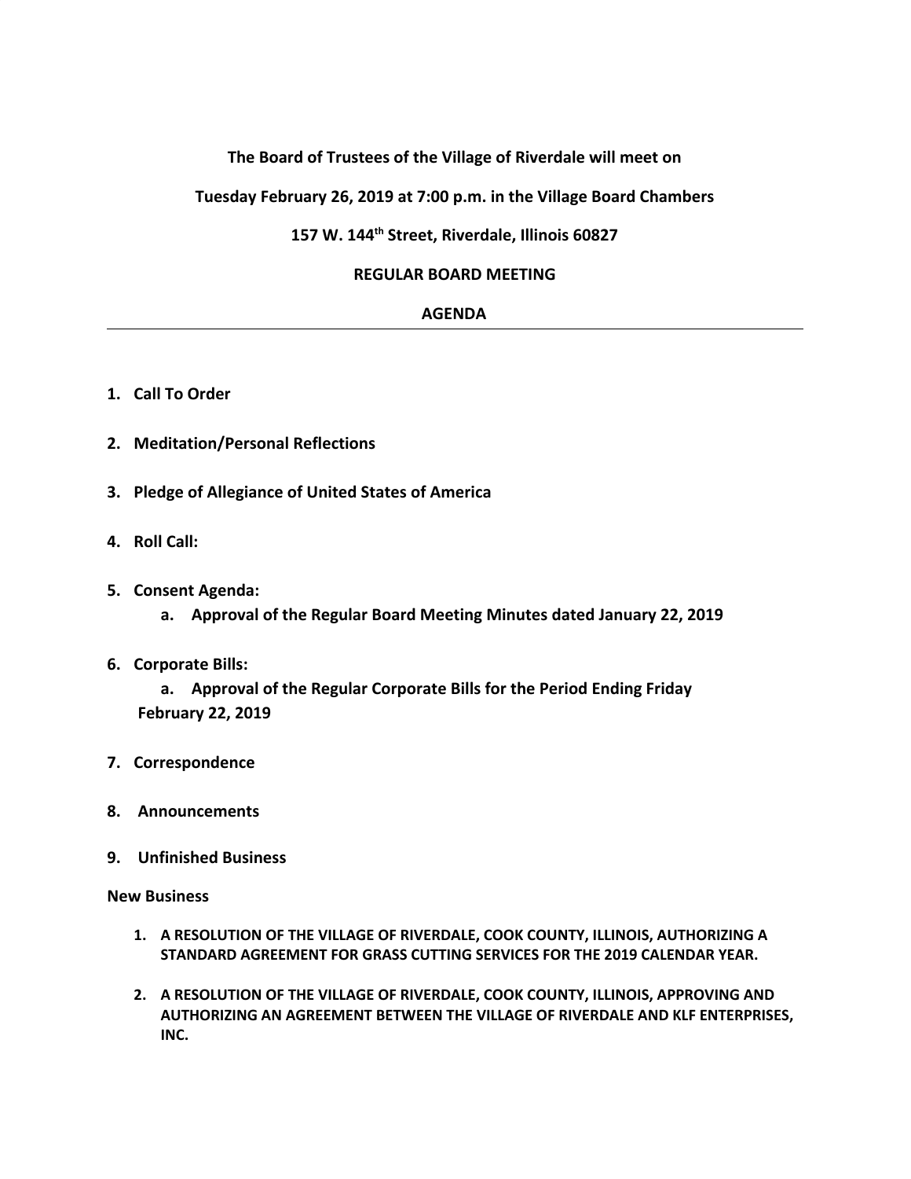**The Board of Trustees of the Village of Riverdale will meet on**

**Tuesday February 26, 2019 at 7:00 p.m. in the Village Board Chambers**

**157 W. 144th Street, Riverdale, Illinois 60827**

**REGULAR BOARD MEETING**

**AGENDA**

---

1. **Call To Order**

2. **Meditation/Personal Reflections**

3. **Pledge of Allegiance of United States of America**

4. **Roll Call:**

5. **Consent Agenda:**
    a. **Approval of the Regular Board Meeting Minutes dated January 22, 2019**

6. **Corporate Bills:**
    a. **Approval of the Regular Corporate Bills for the Period Ending Friday February 22, 2019**

7. **Correspondence**

8. **Announcements**

9. **Unfinished Business**

**New Business**

1. **A RESOLUTION OF THE VILLAGE OF RIVERDALE, COOK COUNTY, ILLINOIS, AUTHORIZING A STANDARD AGREEMENT FOR GRASS CUTTING SERVICES FOR THE 2019 CALENDAR YEAR.**

2. **A RESOLUTION OF THE VILLAGE OF RIVERDALE, COOK COUNTY, ILLINOIS, APPROVING AND AUTHORIZING AN AGREEMENT BETWEEN THE VILLAGE OF RIVERDALE AND KLF ENTERPRISES, INC.**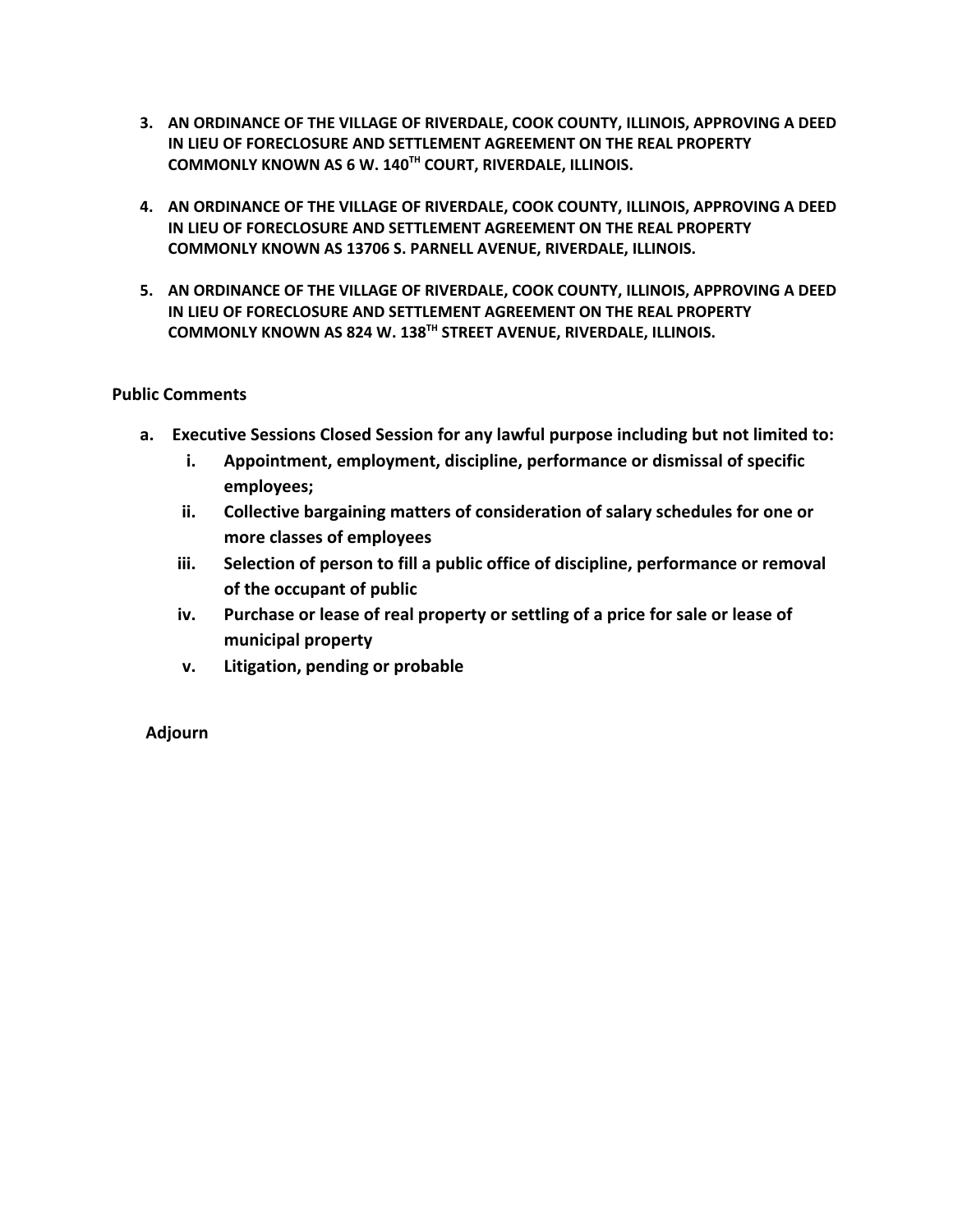3. **AN ORDINANCE OF THE VILLAGE OF RIVERDALE, COOK COUNTY, ILLINOIS, APPROVING A DEED IN LIEU OF FORECLOSURE AND SETTLEMENT AGREEMENT ON THE REAL PROPERTY COMMONLY KNOWN AS 6 W. 140TH COURT, RIVERDALE, ILLINOIS.**

4. **AN ORDINANCE OF THE VILLAGE OF RIVERDALE, COOK COUNTY, ILLINOIS, APPROVING A DEED IN LIEU OF FORECLOSURE AND SETTLEMENT AGREEMENT ON THE REAL PROPERTY COMMONLY KNOWN AS 13706 S. PARNELL AVENUE, RIVERDALE, ILLINOIS.**

5. **AN ORDINANCE OF THE VILLAGE OF RIVERDALE, COOK COUNTY, ILLINOIS, APPROVING A DEED IN LIEU OF FORECLOSURE AND SETTLEMENT AGREEMENT ON THE REAL PROPERTY COMMONLY KNOWN AS 824 W. 138TH STREET AVENUE, RIVERDALE, ILLINOIS.**

**Public Comments**

a. **Executive Sessions Closed Session for any lawful purpose including but not limited to:**
   i. **Appointment, employment, discipline, performance or dismissal of specific employees;**
   ii. **Collective bargaining matters of consideration of salary schedules for one or more classes of employees**
   iii. **Selection of person to fill a public office of discipline, performance or removal of the occupant of public**
   iv. **Purchase or lease of real property or settling of a price for sale or lease of municipal property**
   v. **Litigation, pending or probable**

**Adjourn**